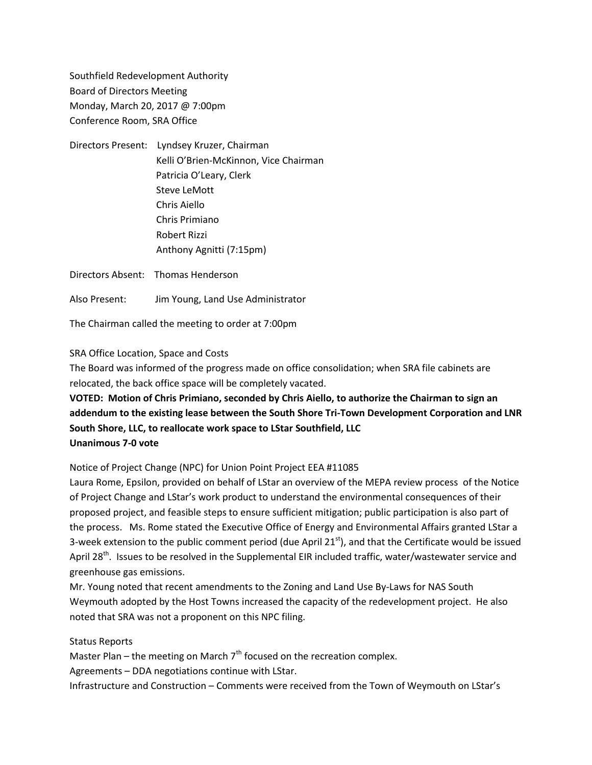Southfield Redevelopment Authority
Board of Directors Meeting
Monday, March 20, 2017 @ 7:00pm
Conference Room, SRA Office

Directors Present: Lyndsey Kruzer, Chairman
Kelli O'Brien-McKinnon, Vice Chairman
Patricia O'Leary, Clerk
Steve LeMott
Chris Aiello
Chris Primiano
Robert Rizzi
Anthony Agnitti (7:15pm)

Directors Absent: Thomas Henderson

Also Present: Jim Young, Land Use Administrator

The Chairman called the meeting to order at 7:00pm

SRA Office Location, Space and Costs

The Board was informed of the progress made on office consolidation; when SRA file cabinets are relocated, the back office space will be completely vacated.

**VOTED: Motion of Chris Primiano, seconded by Chris Aiello, to authorize the Chairman to sign an addendum to the existing lease between the South Shore Tri-Town Development Corporation and LNR South Shore, LLC, to reallocate work space to LStar Southfield, LLC**
**Unanimous 7-0 vote**

Notice of Project Change (NPC) for Union Point Project EEA #11085

Laura Rome, Epsilon, provided on behalf of LStar an overview of the MEPA review process of the Notice of Project Change and LStar's work product to understand the environmental consequences of their proposed project, and feasible steps to ensure sufficient mitigation; public participation is also part of the process. Ms. Rome stated the Executive Office of Energy and Environmental Affairs granted LStar a 3-week extension to the public comment period (due April 21st), and that the Certificate would be issued April 28th. Issues to be resolved in the Supplemental EIR included traffic, water/wastewater service and greenhouse gas emissions.

Mr. Young noted that recent amendments to the Zoning and Land Use By-Laws for NAS South Weymouth adopted by the Host Towns increased the capacity of the redevelopment project. He also noted that SRA was not a proponent on this NPC filing.

Status Reports

Master Plan – the meeting on March 7th focused on the recreation complex.

Agreements – DDA negotiations continue with LStar.

Infrastructure and Construction – Comments were received from the Town of Weymouth on LStar's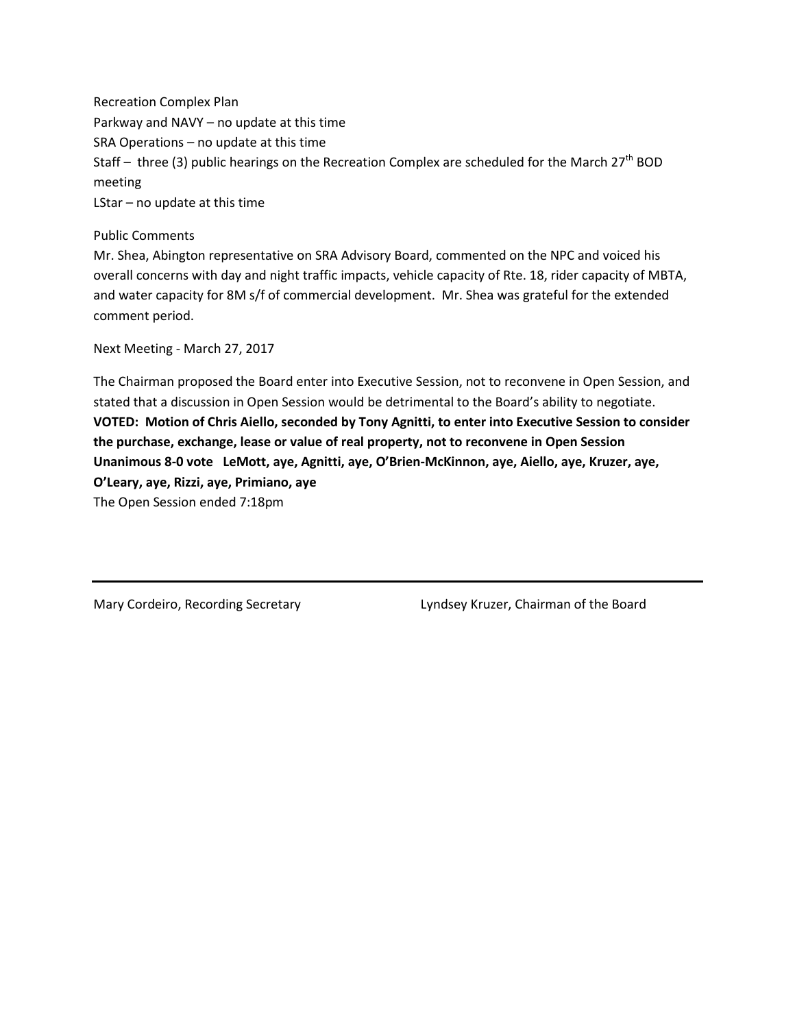Recreation Complex Plan

Parkway and NAVY – no update at this time

SRA Operations – no update at this time

Staff – three (3) public hearings on the Recreation Complex are scheduled for the March 27th BOD meeting

LStar – no update at this time

Public Comments

Mr. Shea, Abington representative on SRA Advisory Board, commented on the NPC and voiced his overall concerns with day and night traffic impacts, vehicle capacity of Rte. 18, rider capacity of MBTA, and water capacity for 8M s/f of commercial development. Mr. Shea was grateful for the extended comment period.

Next Meeting - March 27, 2017

The Chairman proposed the Board enter into Executive Session, not to reconvene in Open Session, and stated that a discussion in Open Session would be detrimental to the Board's ability to negotiate.

**VOTED: Motion of Chris Aiello, seconded by Tony Agnitti, to enter into Executive Session to consider the purchase, exchange, lease or value of real property, not to reconvene in Open Session Unanimous 8-0 vote LeMott, aye, Agnitti, aye, O'Brien-McKinnon, aye, Aiello, aye, Kruzer, aye, O'Leary, aye, Rizzi, aye, Primiano, aye**

The Open Session ended 7:18pm

Mary Cordeiro, Recording Secretary

Lyndsey Kruzer, Chairman of the Board